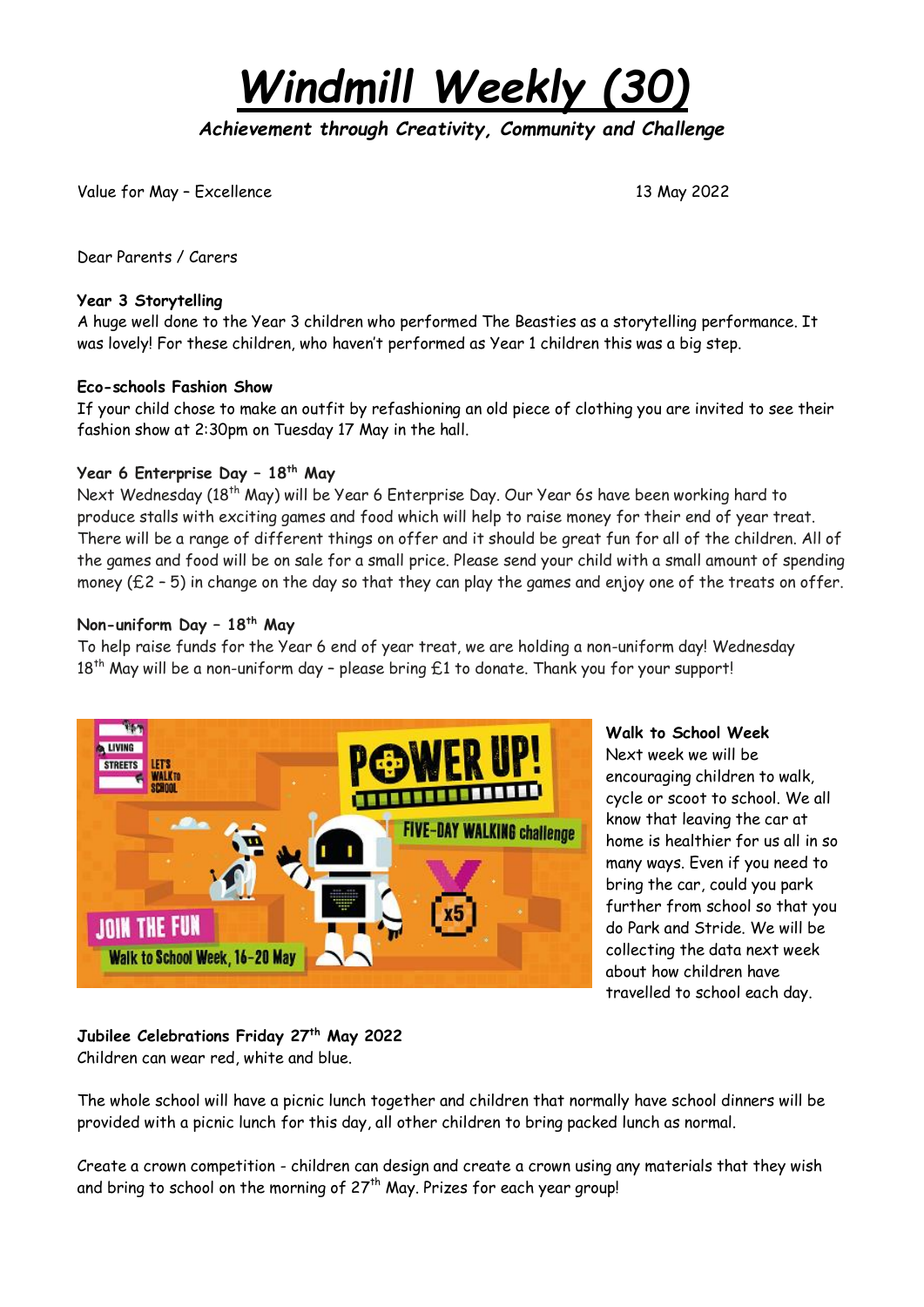# *Windmill Weekly (30)*

***Achievement through Creativity, Community and Challenge***

Value for May – Excellence

13 May 2022

Dear Parents / Carers

**Year 3 Storytelling**

A huge well done to the Year 3 children who performed The Beasties as a storytelling performance. It was lovely! For these children, who haven't performed as Year 1 children this was a big step.

**Eco-schools Fashion Show**

If your child chose to make an outfit by refashioning an old piece of clothing you are invited to see their fashion show at 2:30pm on Tuesday 17 May in the hall.

**Year 6 Enterprise Day – 18th May**

Next Wednesday (18th May) will be Year 6 Enterprise Day. Our Year 6s have been working hard to produce stalls with exciting games and food which will help to raise money for their end of year treat. There will be a range of different things on offer and it should be great fun for all of the children. All of the games and food will be on sale for a small price. Please send your child with a small amount of spending money (£2 – 5) in change on the day so that they can play the games and enjoy one of the treats on offer.

**Non-uniform Day – 18th May**

To help raise funds for the Year 6 end of year treat, we are holding a non-uniform day! Wednesday 18th May will be a non-uniform day – please bring £1 to donate. Thank you for your support!

**Walk to School Week**

Next week we will be encouraging children to walk, cycle or scoot to school. We all know that leaving the car at home is healthier for us all in so many ways. Even if you need to bring the car, could you park further from school so that you do Park and Stride. We will be collecting the data next week about how children have travelled to school each day.

**Jubilee Celebrations Friday 27th May 2022**

Children can wear red, white and blue.

The whole school will have a picnic lunch together and children that normally have school dinners will be provided with a picnic lunch for this day, all other children to bring packed lunch as normal.

Create a crown competition - children can design and create a crown using any materials that they wish and bring to school on the morning of 27th May. Prizes for each year group!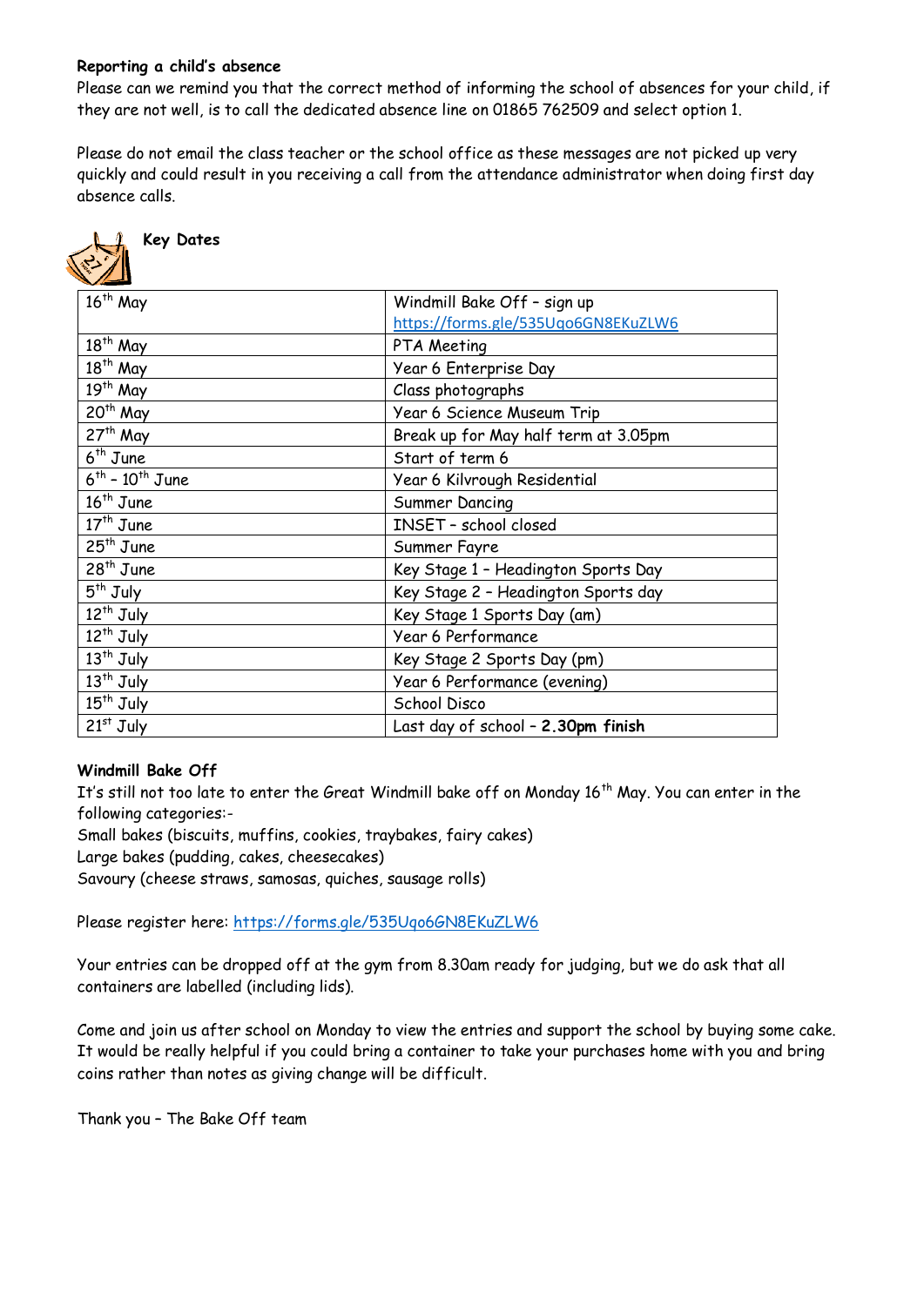**Reporting a child's absence**

Please can we remind you that the correct method of informing the school of absences for your child, if they are not well, is to call the dedicated absence line on 01865 762509 and select option 1.

Please do not email the class teacher or the school office as these messages are not picked up very quickly and could result in you receiving a call from the attendance administrator when doing first day absence calls.

**Key Dates**

| Date | Event |
|---|---|
| 16th May | Windmill Bake Off – sign up https://forms.gle/535Uqo6GN8EKuZLW6 |
| 18th May | PTA Meeting |
| 18th May | Year 6 Enterprise Day |
| 19th May | Class photographs |
| 20th May | Year 6 Science Museum Trip |
| 27th May | Break up for May half term at 3.05pm |
| 6th June | Start of term 6 |
| 6th – 10th June | Year 6 Kilvrough Residential |
| 16th June | Summer Dancing |
| 17th June | INSET – school closed |
| 25th June | Summer Fayre |
| 28th June | Key Stage 1 – Headington Sports Day |
| 5th July | Key Stage 2 – Headington Sports day |
| 12th July | Key Stage 1 Sports Day (am) |
| 12th July | Year 6 Performance |
| 13th July | Key Stage 2 Sports Day (pm) |
| 13th July | Year 6 Performance (evening) |
| 15th July | School Disco |
| 21st July | Last day of school – **2.30pm finish** |

**Windmill Bake Off**

It's still not too late to enter the Great Windmill bake off on Monday 16th May. You can enter in the following categories:-

Small bakes (biscuits, muffins, cookies, traybakes, fairy cakes)
Large bakes (pudding, cakes, cheesecakes)
Savoury (cheese straws, samosas, quiches, sausage rolls)

Please register here: https://forms.gle/535Uqo6GN8EKuZLW6

Your entries can be dropped off at the gym from 8.30am ready for judging, but we do ask that all containers are labelled (including lids).

Come and join us after school on Monday to view the entries and support the school by buying some cake. It would be really helpful if you could bring a container to take your purchases home with you and bring coins rather than notes as giving change will be difficult.

Thank you – The Bake Off team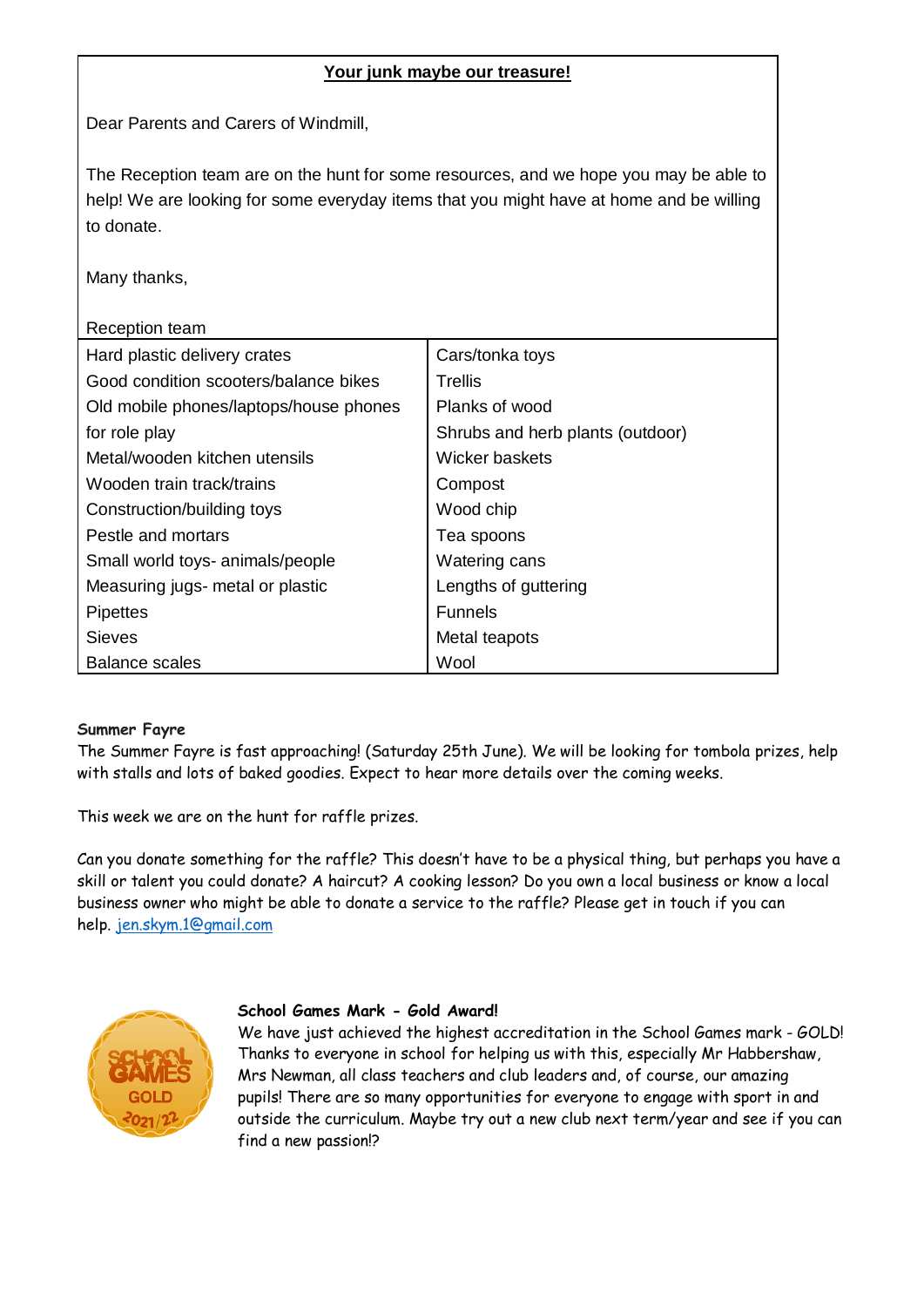**Your junk maybe our treasure!**

Dear Parents and Carers of Windmill,

The Reception team are on the hunt for some resources, and we hope you may be able to help! We are looking for some everyday items that you might have at home and be willing to donate.

Many thanks,

Reception team

| | |
|---|---|
| Hard plastic delivery crates | Cars/tonka toys |
| Good condition scooters/balance bikes | Trellis |
| Old mobile phones/laptops/house phones for role play | Planks of wood |
| | Shrubs and herb plants (outdoor) |
| Metal/wooden kitchen utensils | Wicker baskets |
| Wooden train track/trains | Compost |
| Construction/building toys | Wood chip |
| Pestle and mortars | Tea spoons |
| Small world toys- animals/people | Watering cans |
| Measuring jugs- metal or plastic | Lengths of guttering |
| Pipettes | Funnels |
| Sieves | Metal teapots |
| Balance scales | Wool |

**Summer Fayre**

The Summer Fayre is fast approaching! (Saturday 25th June). We will be looking for tombola prizes, help with stalls and lots of baked goodies. Expect to hear more details over the coming weeks.

This week we are on the hunt for raffle prizes.

Can you donate something for the raffle? This doesn't have to be a physical thing, but perhaps you have a skill or talent you could donate? A haircut? A cooking lesson? Do you own a local business or know a local business owner who might be able to donate a service to the raffle? Please get in touch if you can help. jen.skym.1@gmail.com

**School Games Mark - Gold Award!**

We have just achieved the highest accreditation in the School Games mark - GOLD! Thanks to everyone in school for helping us with this, especially Mr Habbershaw, Mrs Newman, all class teachers and club leaders and, of course, our amazing pupils! There are so many opportunities for everyone to engage with sport in and outside the curriculum. Maybe try out a new club next term/year and see if you can find a new passion!?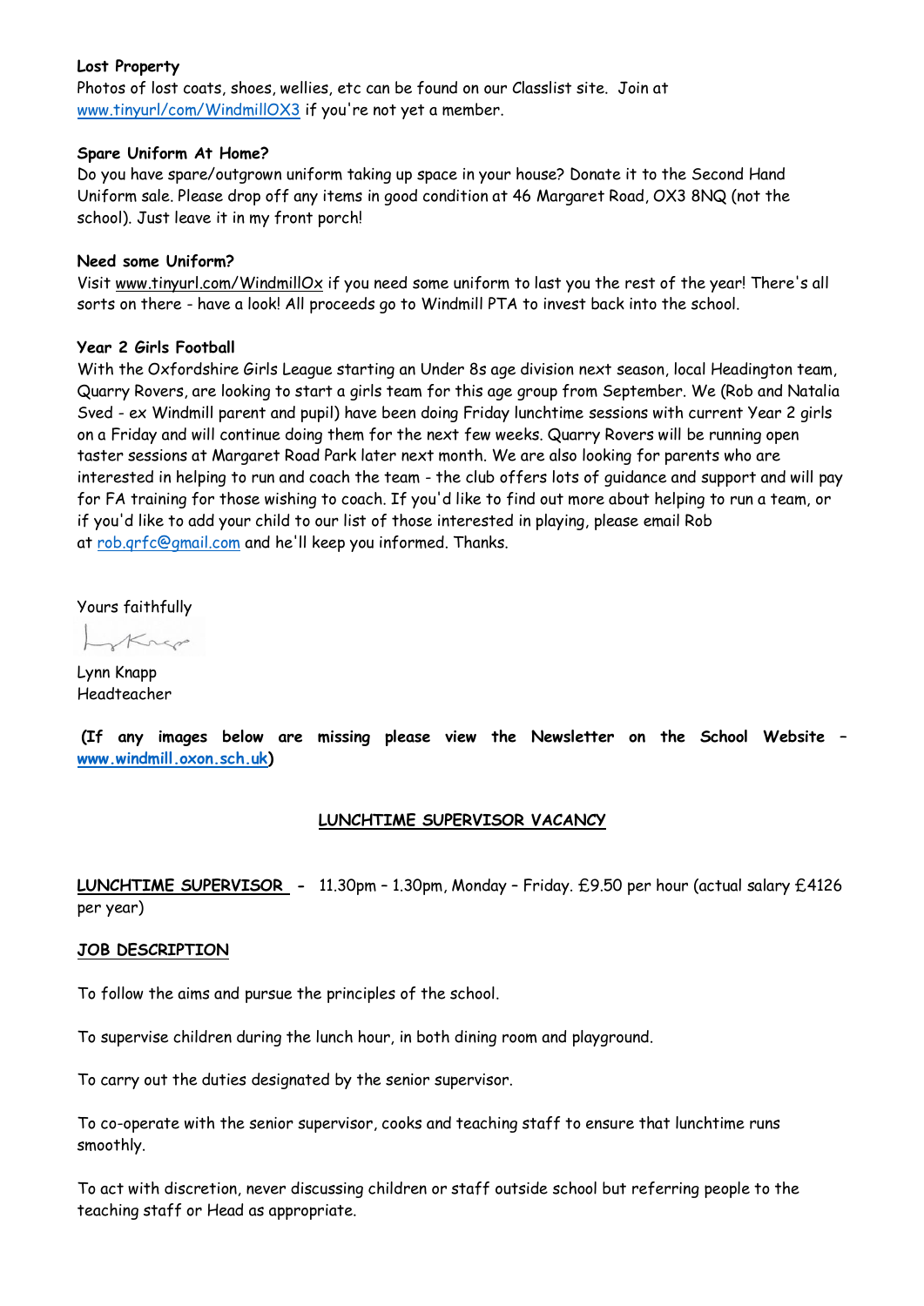**Lost Property**
Photos of lost coats, shoes, wellies, etc can be found on our Classlist site. Join at [www.tinyurl/com/WindmillOX3](www.tinyurl/com/WindmillOX3) if you're not yet a member.

**Spare Uniform At Home?**
Do you have spare/outgrown uniform taking up space in your house? Donate it to the Second Hand Uniform sale. Please drop off any items in good condition at 46 Margaret Road, OX3 8NQ (not the school). Just leave it in my front porch!

**Need some Uniform?**
Visit www.tinyurl.com/WindmillOx if you need some uniform to last you the rest of the year! There's all sorts on there - have a look! All proceeds go to Windmill PTA to invest back into the school.

**Year 2 Girls Football**
With the Oxfordshire Girls League starting an Under 8s age division next season, local Headington team, Quarry Rovers, are looking to start a girls team for this age group from September. We (Rob and Natalia Sved - ex Windmill parent and pupil) have been doing Friday lunchtime sessions with current Year 2 girls on a Friday and will continue doing them for the next few weeks. Quarry Rovers will be running open taster sessions at Margaret Road Park later next month. We are also looking for parents who are interested in helping to run and coach the team - the club offers lots of guidance and support and will pay for FA training for those wishing to coach. If you'd like to find out more about helping to run a team, or if you'd like to add your child to our list of those interested in playing, please email Rob at [rob.qrfc@gmail.com](mailto:rob.qrfc@gmail.com) and he'll keep you informed. Thanks.

Yours faithfully

Lynn Knapp
Headteacher

**(If any images below are missing please view the Newsletter on the School Website – [www.windmill.oxon.sch.uk](www.windmill.oxon.sch.uk))**

**LUNCHTIME SUPERVISOR VACANCY**

**LUNCHTIME SUPERVISOR -** 11.30pm – 1.30pm, Monday – Friday. £9.50 per hour (actual salary £4126 per year)

**JOB DESCRIPTION**

To follow the aims and pursue the principles of the school.

To supervise children during the lunch hour, in both dining room and playground.

To carry out the duties designated by the senior supervisor.

To co-operate with the senior supervisor, cooks and teaching staff to ensure that lunchtime runs smoothly.

To act with discretion, never discussing children or staff outside school but referring people to the teaching staff or Head as appropriate.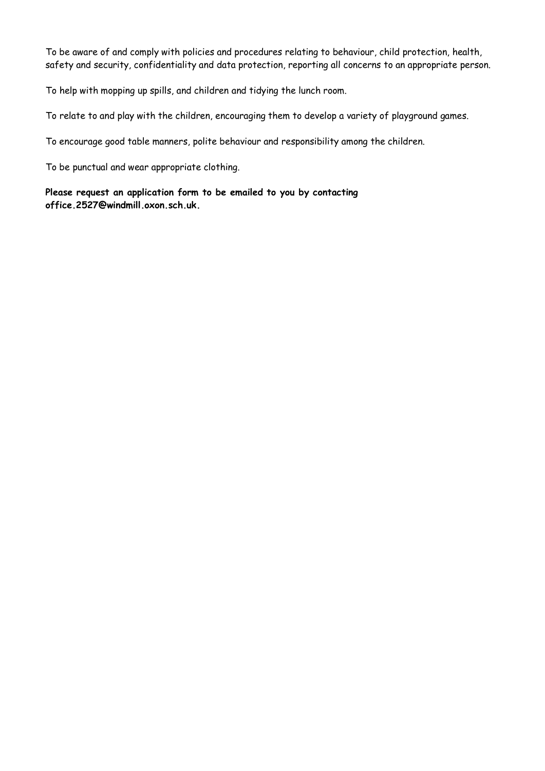To be aware of and comply with policies and procedures relating to behaviour, child protection, health, safety and security, confidentiality and data protection, reporting all concerns to an appropriate person.

To help with mopping up spills, and children and tidying the lunch room.

To relate to and play with the children, encouraging them to develop a variety of playground games.

To encourage good table manners, polite behaviour and responsibility among the children.

To be punctual and wear appropriate clothing.

**Please request an application form to be emailed to you by contacting office.2527@windmill.oxon.sch.uk.**